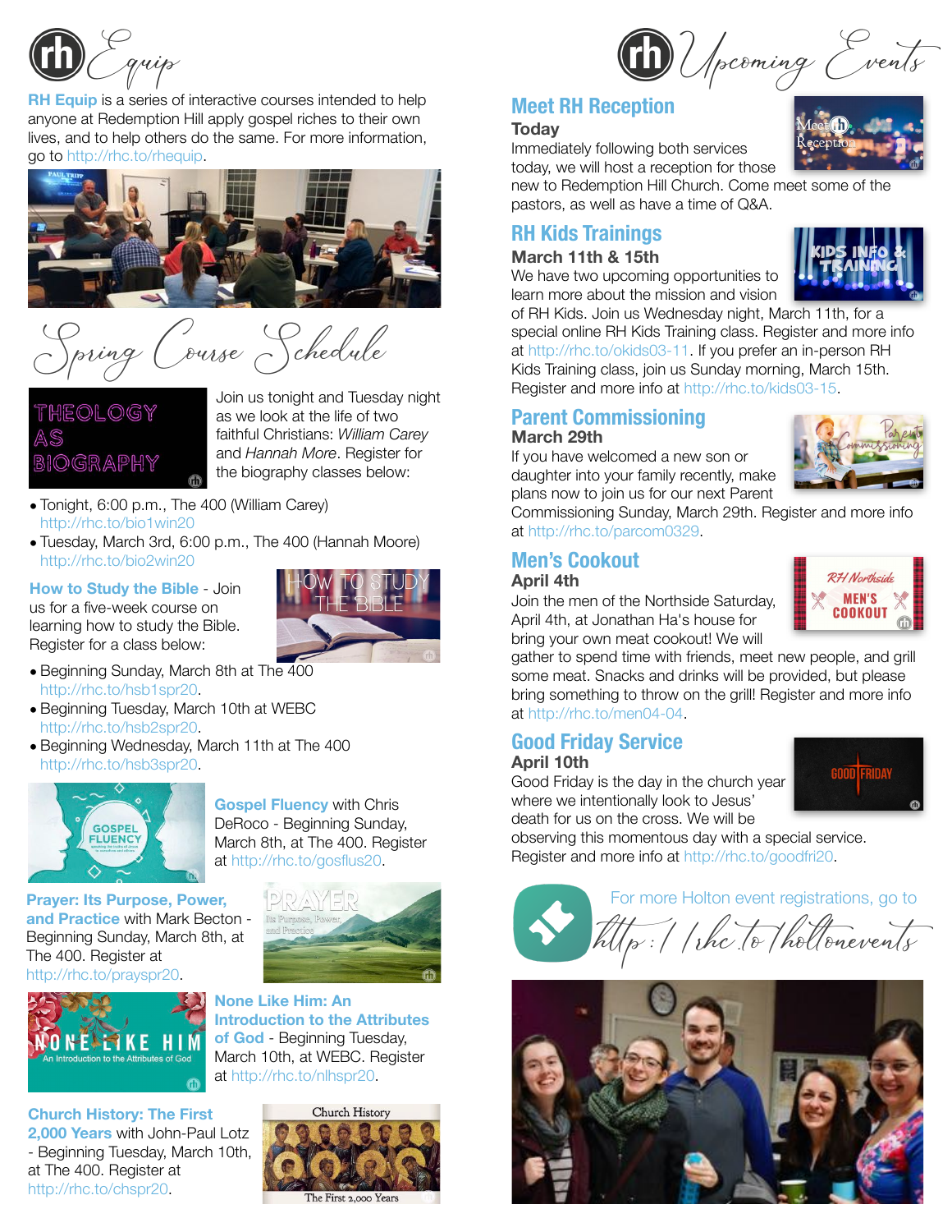# rh Equip

**RH Equip** is a series of interactive courses intended to help anyone at Redemption Hill apply gospel riches to their own lives, and to help others do the same. For more information, go to http://rhc.to/rhequip.

## Spring Course Schedule

**THEOLOGY AS BIOGRAPHY**

Join us tonight and Tuesday night as we look at the life of two faithful Christians: *William Carey* and *Hannah More*. Register for the biography classes below:

- Tonight, 6:00 p.m., The 400 (William Carey) http://rhc.to/bio1win20
- Tuesday, March 3rd, 6:00 p.m., The 400 (Hannah Moore) http://rhc.to/bio2win20

**How to Study the Bible** - Join us for a five-week course on learning how to study the Bible. Register for a class below:

- Beginning Sunday, March 8th at The 400 http://rhc.to/hsb1spr20.
- Beginning Tuesday, March 10th at WEBC http://rhc.to/hsb2spr20.
- Beginning Wednesday, March 11th at The 400 http://rhc.to/hsb3spr20.

**Gospel Fluency** with Chris DeRoco - Beginning Sunday, March 8th, at The 400. Register at http://rhc.to/gosflus20.

**Prayer: Its Purpose, Power, and Practice** with Mark Becton - Beginning Sunday, March 8th, at The 400. Register at http://rhc.to/prayspr20.

**None Like Him: An Introduction to the Attributes of God** - Beginning Tuesday, March 10th, at WEBC. Register at http://rhc.to/nlhspr20.

**Church History: The First 2,000 Years** with John-Paul Lotz - Beginning Tuesday, March 10th, at The 400. Register at http://rhc.to/chspr20.

# rh Upcoming Events

## Meet RH Reception

**Today**

Immediately following both services today, we will host a reception for those new to Redemption Hill Church. Come meet some of the pastors, as well as have a time of Q&A.

## RH Kids Trainings

**March 11th & 15th**

We have two upcoming opportunities to learn more about the mission and vision of RH Kids. Join us Wednesday night, March 11th, for a special online RH Kids Training class. Register and more info at http://rhc.to/okids03-11. If you prefer an in-person RH Kids Training class, join us Sunday morning, March 15th. Register and more info at http://rhc.to/kids03-15.

## Parent Commissioning

**March 29th**

If you have welcomed a new son or daughter into your family recently, make plans now to join us for our next Parent Commissioning Sunday, March 29th. Register and more info at http://rhc.to/parcom0329.

## Men's Cookout

**April 4th**

Join the men of the Northside Saturday, April 4th, at Jonathan Ha's house for bring your own meat cookout! We will gather to spend time with friends, meet new people, and grill some meat. Snacks and drinks will be provided, but please bring something to throw on the grill! Register and more info at http://rhc.to/men04-04.

## Good Friday Service

**April 10th**

Good Friday is the day in the church year where we intentionally look to Jesus' death for us on the cross. We will be observing this momentous day with a special service. Register and more info at http://rhc.to/goodfri20.

For more Holton event registrations, go to http://rhc.to/holtonevents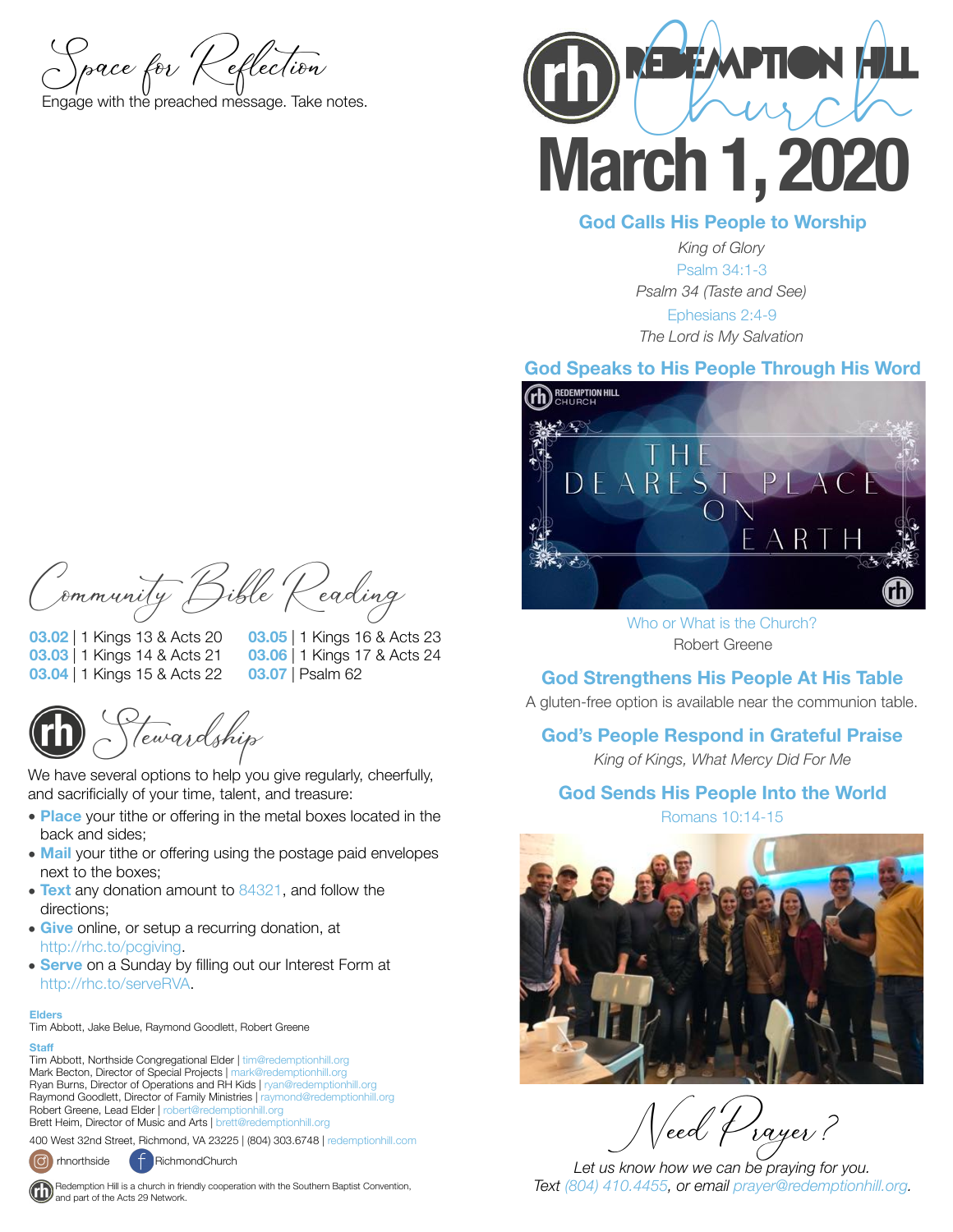# Space for Reflection

Engage with the preached message. Take notes.

# Community Bible Reading

**03.02** | 1 Kings 13 & Acts 20
**03.03** | 1 Kings 14 & Acts 21
**03.04** | 1 Kings 15 & Acts 22
**03.05** | 1 Kings 16 & Acts 23
**03.06** | 1 Kings 17 & Acts 24
**03.07** | Psalm 62

# Stewardship

We have several options to help you give regularly, cheerfully, and sacrificially of your time, talent, and treasure:

- **Place** your tithe or offering in the metal boxes located in the back and sides;
- **Mail** your tithe or offering using the postage paid envelopes next to the boxes;
- **Text** any donation amount to 84321, and follow the directions;
- **Give** online, or setup a recurring donation, at http://rhc.to/pcgiving.
- **Serve** on a Sunday by filling out our Interest Form at http://rhc.to/serveRVA.

**Elders**
Tim Abbott, Jake Belue, Raymond Goodlett, Robert Greene

**Staff**
Tim Abbott, Northside Congregational Elder | tim@redemptionhill.org
Mark Becton, Director of Special Projects | mark@redemptionhill.org
Ryan Burns, Director of Operations and RH Kids | ryan@redemptionhill.org
Raymond Goodlett, Director of Family Ministries | raymond@redemptionhill.org
Robert Greene, Lead Elder | robert@redemptionhill.org
Brett Heim, Director of Music and Arts | brett@redemptionhill.org

400 West 32nd Street, Richmond, VA 23225 | (804) 303.6748 | redemptionhill.com

rhnorthside RichmondChurch

Redemption Hill is a church in friendly cooperation with the Southern Baptist Convention, and part of the Acts 29 Network.

# Redemption Hill Church

# March 1, 2020

## God Calls His People to Worship

*King of Glory*
Psalm 34:1-3
*Psalm 34 (Taste and See)*
Ephesians 2:4-9
*The Lord is My Salvation*

## God Speaks to His People Through His Word

REDEMPTION HILL CHURCH
THE DEAREST PLACE ON EARTH

Who or What is the Church?
Robert Greene

## God Strengthens His People At His Table

A gluten-free option is available near the communion table.

## God's People Respond in Grateful Praise

*King of Kings, What Mercy Did For Me*

## God Sends His People Into the World

Romans 10:14-15

# Need Prayer?

*Let us know how we can be praying for you. Text (804) 410.4455, or email prayer@redemptionhill.org.*